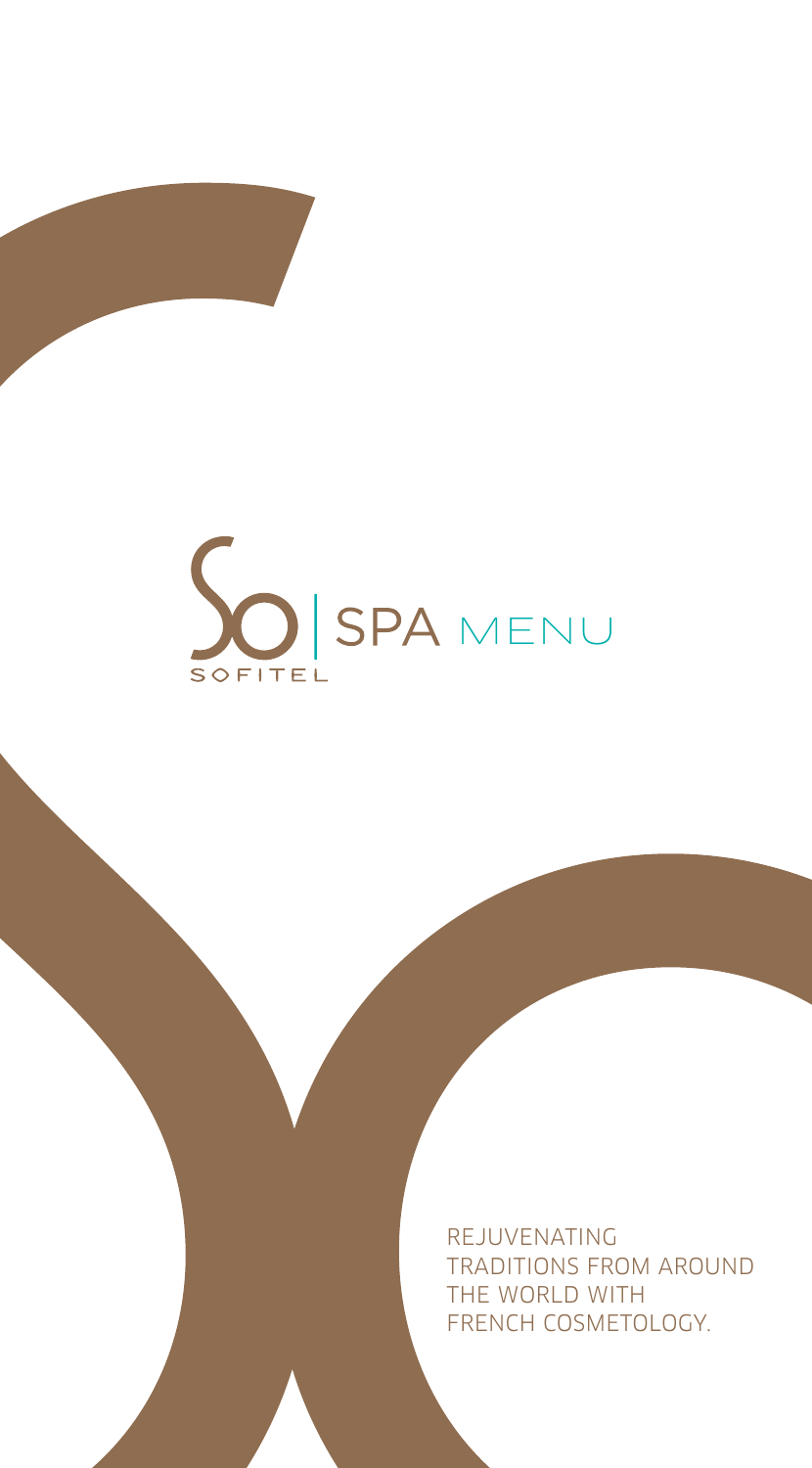# SO SPA MENU

SOFITEL

REJUVENATING TRADITIONS FROM AROUND THE WORLD WITH FRENCH COSMETOLOGY.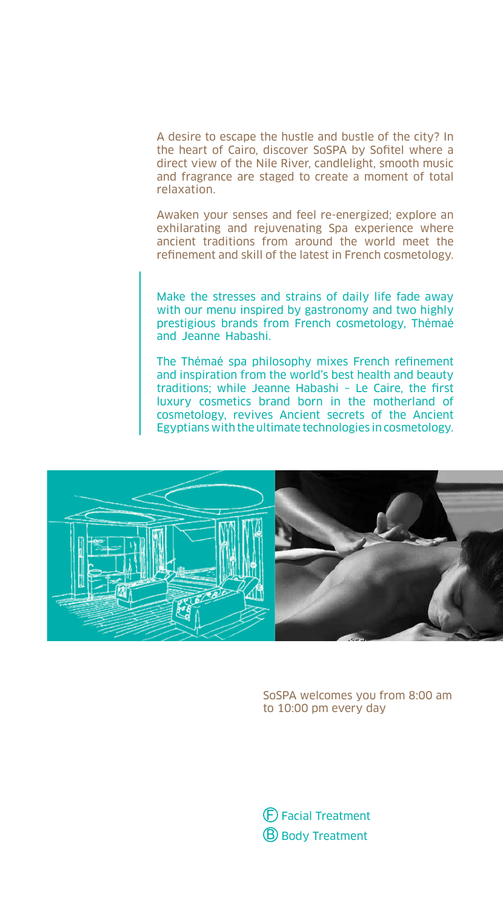A desire to escape the hustle and bustle of the city? In the heart of Cairo, discover SoSPA by Sofitel where a direct view of the Nile River, candlelight, smooth music and fragrance are staged to create a moment of total relaxation.

Awaken your senses and feel re-energized; explore an exhilarating and rejuvenating Spa experience where ancient traditions from around the world meet the refinement and skill of the latest in French cosmetology.

Make the stresses and strains of daily life fade away with our menu inspired by gastronomy and two highly prestigious brands from French cosmetology, Thémaé and Jeanne Habashi.

The Thémaé spa philosophy mixes French refinement and inspiration from the world's best health and beauty traditions; while Jeanne Habashi – Le Caire, the first luxury cosmetics brand born in the motherland of cosmetology, revives Ancient secrets of the Ancient Egyptians with the ultimate technologies in cosmetology.

SoSPA welcomes you from 8:00 am to 10:00 pm every day

Ⓕ Facial Treatment
Ⓑ Body Treatment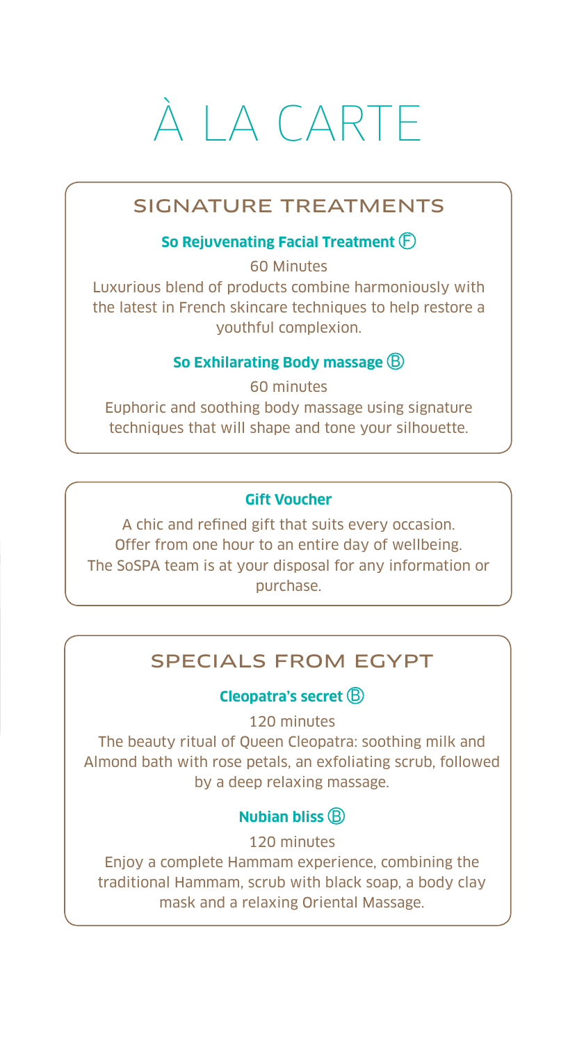# À LA CARTE

## SIGNATURE TREATMENTS

### So Rejuvenating Facial Treatment Ⓕ

60 Minutes

Luxurious blend of products combine harmoniously with the latest in French skincare techniques to help restore a youthful complexion.

### So Exhilarating Body massage Ⓑ

60 minutes

Euphoric and soothing body massage using signature techniques that will shape and tone your silhouette.

### Gift Voucher

A chic and refined gift that suits every occasion.
Offer from one hour to an entire day of wellbeing.
The SoSPA team is at your disposal for any information or purchase.

## SPECIALS FROM EGYPT

### Cleopatra's secret Ⓑ

120 minutes

The beauty ritual of Queen Cleopatra: soothing milk and Almond bath with rose petals, an exfoliating scrub, followed by a deep relaxing massage.

### Nubian bliss Ⓑ

120 minutes

Enjoy a complete Hammam experience, combining the traditional Hammam, scrub with black soap, a body clay mask and a relaxing Oriental Massage.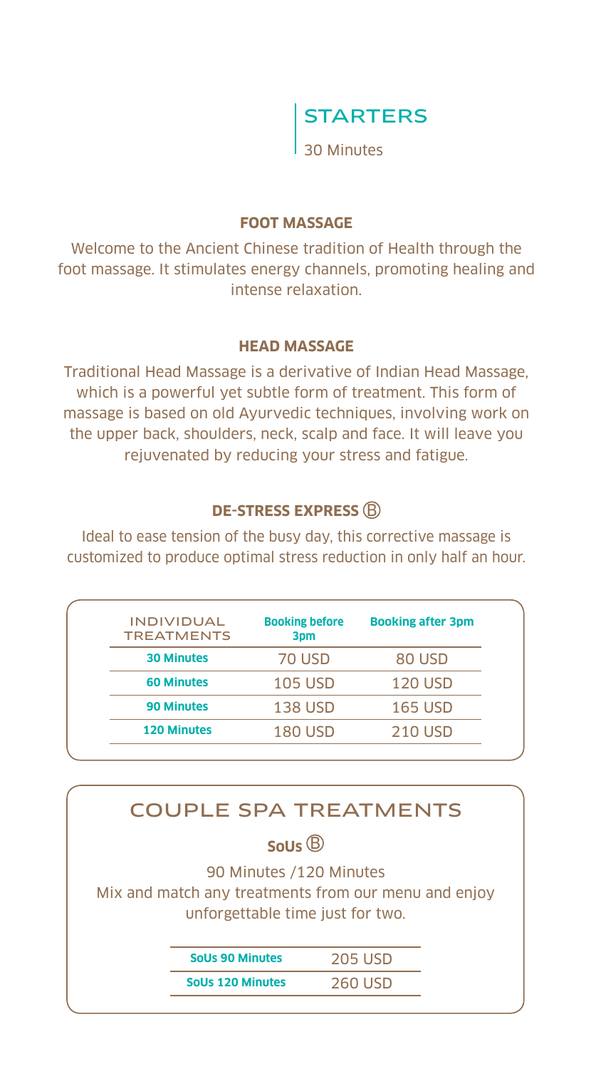## STARTERS

30 Minutes

### FOOT MASSAGE

Welcome to the Ancient Chinese tradition of Health through the foot massage. It stimulates energy channels, promoting healing and intense relaxation.

### HEAD MASSAGE

Traditional Head Massage is a derivative of Indian Head Massage, which is a powerful yet subtle form of treatment. This form of massage is based on old Ayurvedic techniques, involving work on the upper back, shoulders, neck, scalp and face. It will leave you rejuvenated by reducing your stress and fatigue.

### DE-STRESS EXPRESS Ⓑ

Ideal to ease tension of the busy day, this corrective massage is customized to produce optimal stress reduction in only half an hour.

| INDIVIDUAL TREATMENTS | Booking before 3pm | Booking after 3pm |
|---|---|---|
| **30 Minutes** | 70 USD | 80 USD |
| **60 Minutes** | 105 USD | 120 USD |
| **90 Minutes** | 138 USD | 165 USD |
| **120 Minutes** | 180 USD | 210 USD |

## COUPLE SPA TREATMENTS

### SoUs Ⓑ

90 Minutes /120 Minutes

Mix and match any treatments from our menu and enjoy unforgettable time just for two.

| | |
|---|---|
| **SoUs 90 Minutes** | 205 USD |
| **SoUs 120 Minutes** | 260 USD |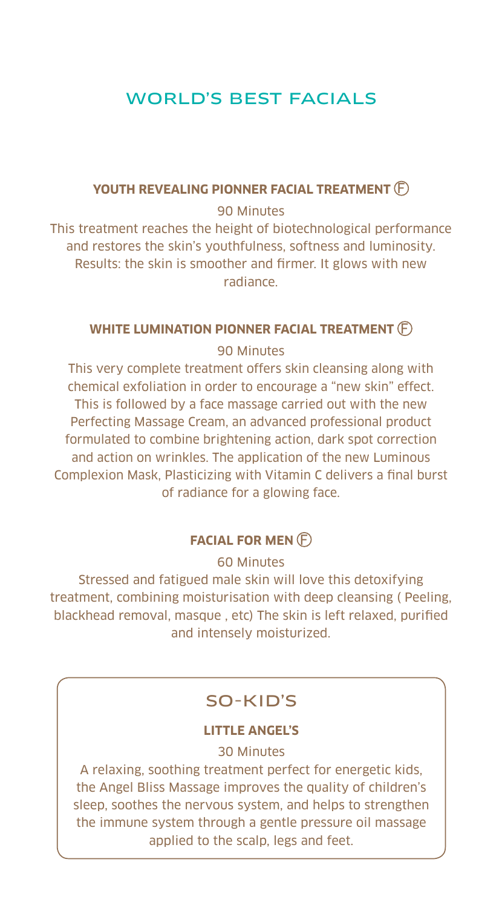# WORLD'S BEST FACIALS

### **YOUTH REVEALING PIONNER FACIAL TREATMENT Ⓕ**

90 Minutes

This treatment reaches the height of biotechnological performance and restores the skin's youthfulness, softness and luminosity. Results: the skin is smoother and firmer. It glows with new radiance.

### **WHITE LUMINATION PIONNER FACIAL TREATMENT Ⓕ**

90 Minutes

This very complete treatment offers skin cleansing along with chemical exfoliation in order to encourage a "new skin" effect. This is followed by a face massage carried out with the new Perfecting Massage Cream, an advanced professional product formulated to combine brightening action, dark spot correction and action on wrinkles. The application of the new Luminous Complexion Mask, Plasticizing with Vitamin C delivers a final burst of radiance for a glowing face.

### **FACIAL FOR MEN Ⓕ**

60 Minutes

Stressed and fatigued male skin will love this detoxifying treatment, combining moisturisation with deep cleansing ( Peeling, blackhead removal, masque , etc) The skin is left relaxed, purified and intensely moisturized.

## SO-KID'S

### **LITTLE ANGEL'S**

30 Minutes

A relaxing, soothing treatment perfect for energetic kids, the Angel Bliss Massage improves the quality of children's sleep, soothes the nervous system, and helps to strengthen the immune system through a gentle pressure oil massage applied to the scalp, legs and feet.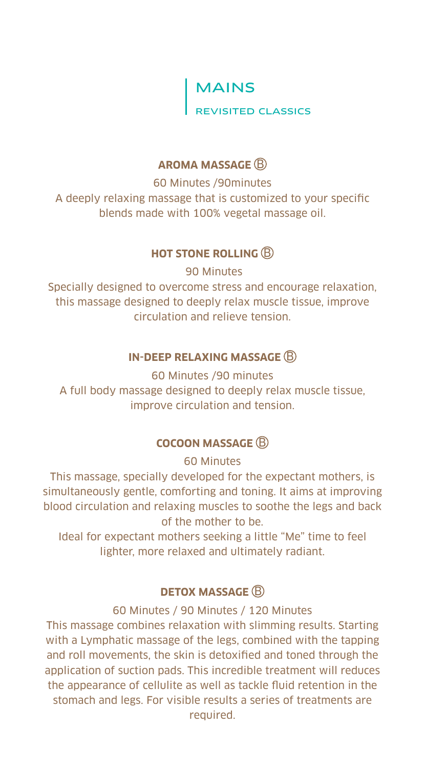# MAINS

## REVISITED CLASSICS

### AROMA MASSAGE Ⓑ

60 Minutes /90minutes

A deeply relaxing massage that is customized to your specific blends made with 100% vegetal massage oil.

### HOT STONE ROLLING Ⓑ

90 Minutes

Specially designed to overcome stress and encourage relaxation, this massage designed to deeply relax muscle tissue, improve circulation and relieve tension.

### IN-DEEP RELAXING MASSAGE Ⓑ

60 Minutes /90 minutes

A full body massage designed to deeply relax muscle tissue, improve circulation and tension.

### COCOON MASSAGE Ⓑ

60 Minutes

This massage, specially developed for the expectant mothers, is simultaneously gentle, comforting and toning. It aims at improving blood circulation and relaxing muscles to soothe the legs and back of the mother to be.

Ideal for expectant mothers seeking a little "Me" time to feel lighter, more relaxed and ultimately radiant.

### DETOX MASSAGE Ⓑ

60 Minutes / 90 Minutes / 120 Minutes

This massage combines relaxation with slimming results. Starting with a Lymphatic massage of the legs, combined with the tapping and roll movements, the skin is detoxified and toned through the application of suction pads. This incredible treatment will reduces the appearance of cellulite as well as tackle fluid retention in the stomach and legs. For visible results a series of treatments are required.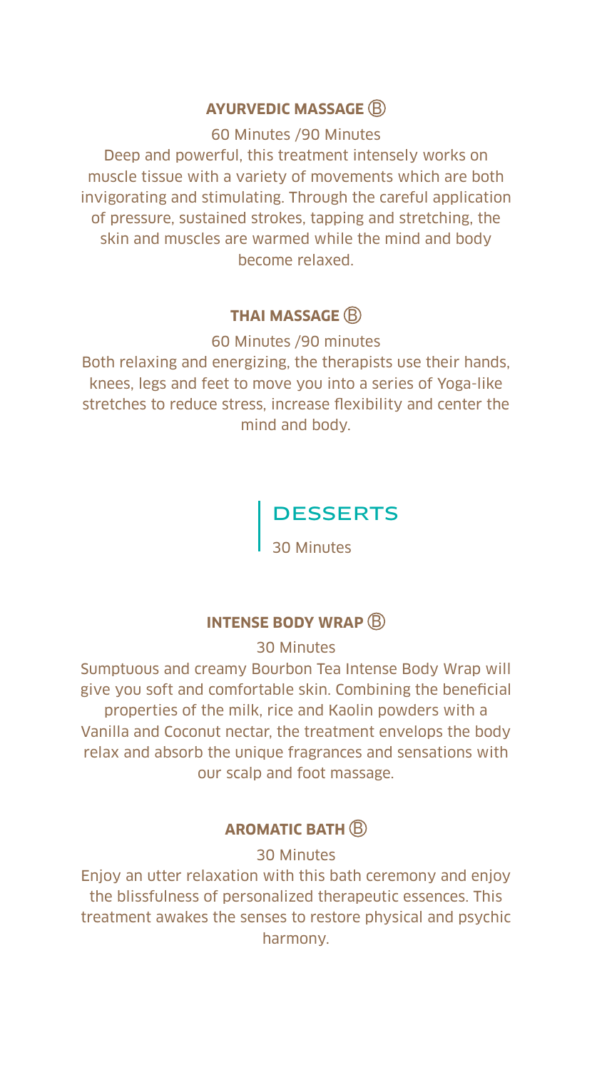### AYURVEDIC MASSAGE Ⓑ

60 Minutes /90 Minutes

Deep and powerful, this treatment intensely works on muscle tissue with a variety of movements which are both invigorating and stimulating. Through the careful application of pressure, sustained strokes, tapping and stretching, the skin and muscles are warmed while the mind and body become relaxed.

### THAI MASSAGE Ⓑ

60 Minutes /90 minutes

Both relaxing and energizing, the therapists use their hands, knees, legs and feet to move you into a series of Yoga-like stretches to reduce stress, increase flexibility and center the mind and body.

## DESSERTS

30 Minutes

### INTENSE BODY WRAP Ⓑ

30 Minutes

Sumptuous and creamy Bourbon Tea Intense Body Wrap will give you soft and comfortable skin. Combining the beneficial properties of the milk, rice and Kaolin powders with a Vanilla and Coconut nectar, the treatment envelops the body relax and absorb the unique fragrances and sensations with our scalp and foot massage.

### AROMATIC BATH Ⓑ

30 Minutes

Enjoy an utter relaxation with this bath ceremony and enjoy the blissfulness of personalized therapeutic essences. This treatment awakes the senses to restore physical and psychic harmony.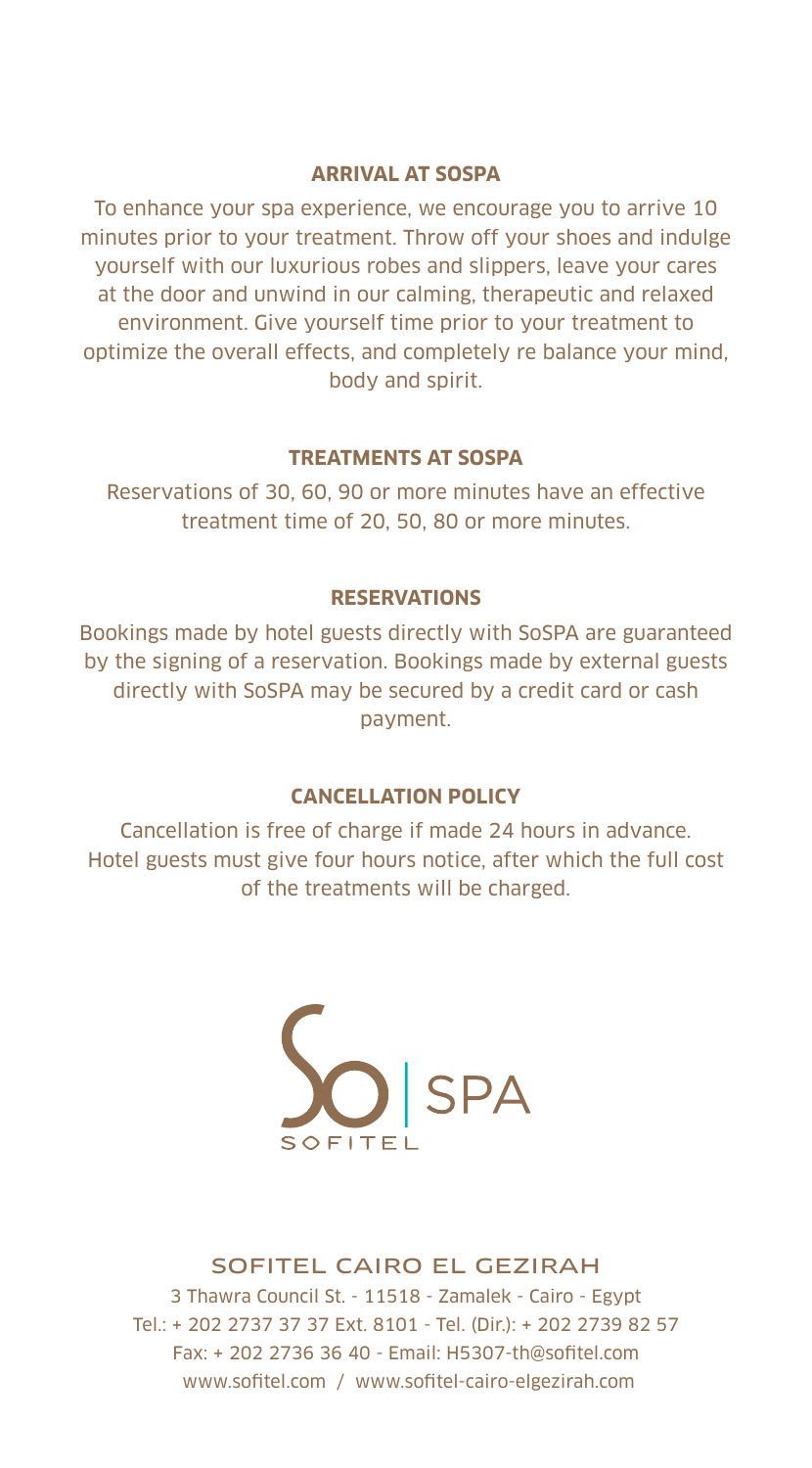## ARRIVAL AT SOSPA

To enhance your spa experience, we encourage you to arrive 10 minutes prior to your treatment. Throw off your shoes and indulge yourself with our luxurious robes and slippers, leave your cares at the door and unwind in our calming, therapeutic and relaxed environment. Give yourself time prior to your treatment to optimize the overall effects, and completely re balance your mind, body and spirit.

## TREATMENTS AT SOSPA

Reservations of 30, 60, 90 or more minutes have an effective treatment time of 20, 50, 80 or more minutes.

## RESERVATIONS

Bookings made by hotel guests directly with SoSPA are guaranteed by the signing of a reservation. Bookings made by external guests directly with SoSPA may be secured by a credit card or cash payment.

## CANCELLATION POLICY

Cancellation is free of charge if made 24 hours in advance. Hotel guests must give four hours notice, after which the full cost of the treatments will be charged.

SO | SPA
SOFITEL

## SOFITEL CAIRO EL GEZIRAH

3 Thawra Council St. - 11518 - Zamalek - Cairo - Egypt
Tel.: + 202 2737 37 37 Ext. 8101 - Tel. (Dir.): + 202 2739 82 57
Fax: + 202 2736 36 40 - Email: H5307-th@sofitel.com
www.sofitel.com / www.sofitel-cairo-elgezirah.com